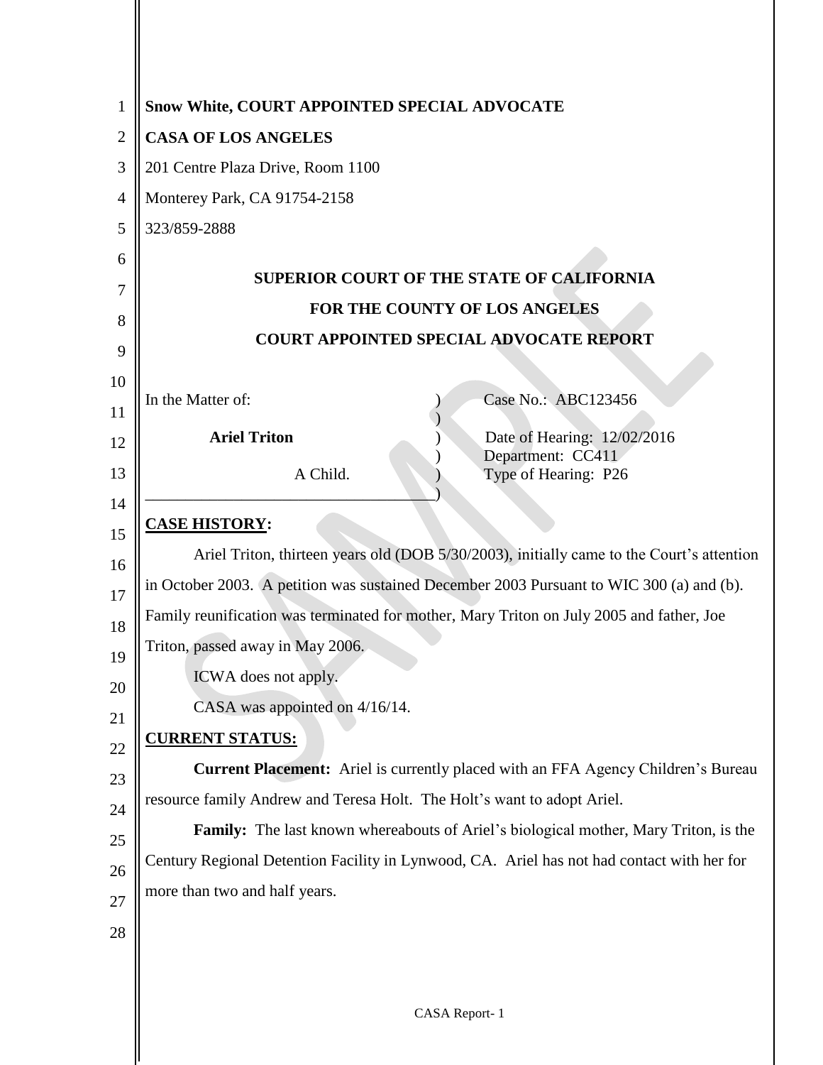**Snow White, COURT APPOINTED SPECIAL ADVOCATE**

**CASA OF LOS ANGELES**

201 Centre Plaza Drive, Room 1100

Monterey Park, CA 91754-2158

323/859-2888

**SUPERIOR COURT OF THE STATE OF CALIFORNIA**

**FOR THE COUNTY OF LOS ANGELES**

**COURT APPOINTED SPECIAL ADVOCATE REPORT**

| In the Matter of: | Case No.: ABC123456 |
|---|---|
| **Ariel Triton** | Date of Hearing: 12/02/2016 |
| | Department: CC411 |
| A Child. | Type of Hearing: P26 |

## CASE HISTORY:

Ariel Triton, thirteen years old (DOB 5/30/2003), initially came to the Court's attention in October 2003. A petition was sustained December 2003 Pursuant to WIC 300 (a) and (b). Family reunification was terminated for mother, Mary Triton on July 2005 and father, Joe Triton, passed away in May 2006.

ICWA does not apply.

CASA was appointed on 4/16/14.

## CURRENT STATUS:

**Current Placement:** Ariel is currently placed with an FFA Agency Children's Bureau resource family Andrew and Teresa Holt. The Holt's want to adopt Ariel.

**Family:** The last known whereabouts of Ariel's biological mother, Mary Triton, is the Century Regional Detention Facility in Lynwood, CA. Ariel has not had contact with her for more than two and half years.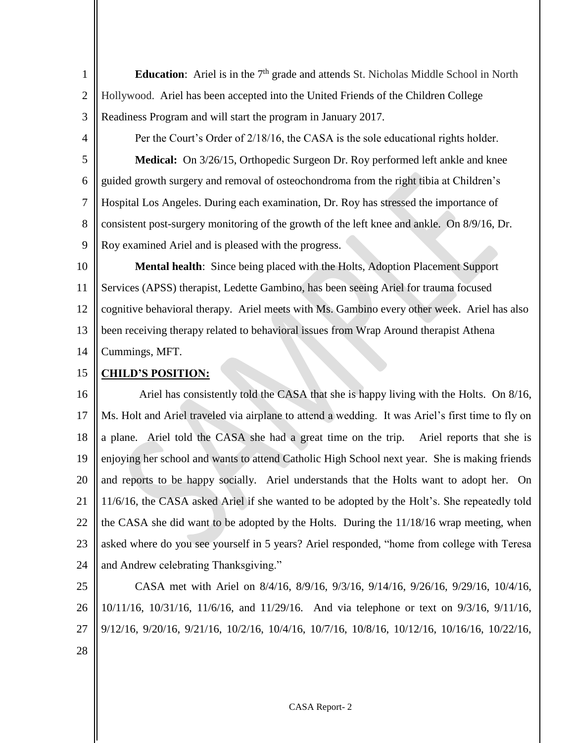**Education**: Ariel is in the 7th grade and attends St. Nicholas Middle School in North Hollywood. Ariel has been accepted into the United Friends of the Children College Readiness Program and will start the program in January 2017.

Per the Court's Order of 2/18/16, the CASA is the sole educational rights holder.

**Medical:** On 3/26/15, Orthopedic Surgeon Dr. Roy performed left ankle and knee guided growth surgery and removal of osteochondroma from the right tibia at Children's Hospital Los Angeles. During each examination, Dr. Roy has stressed the importance of consistent post-surgery monitoring of the growth of the left knee and ankle. On 8/9/16, Dr. Roy examined Ariel and is pleased with the progress.

**Mental health**: Since being placed with the Holts, Adoption Placement Support Services (APSS) therapist, Ledette Gambino, has been seeing Ariel for trauma focused cognitive behavioral therapy. Ariel meets with Ms. Gambino every other week. Ariel has also been receiving therapy related to behavioral issues from Wrap Around therapist Athena Cummings, MFT.

**CHILD'S POSITION:**

Ariel has consistently told the CASA that she is happy living with the Holts. On 8/16, Ms. Holt and Ariel traveled via airplane to attend a wedding. It was Ariel's first time to fly on a plane. Ariel told the CASA she had a great time on the trip. Ariel reports that she is enjoying her school and wants to attend Catholic High School next year. She is making friends and reports to be happy socially. Ariel understands that the Holts want to adopt her. On 11/6/16, the CASA asked Ariel if she wanted to be adopted by the Holt's. She repeatedly told the CASA she did want to be adopted by the Holts. During the 11/18/16 wrap meeting, when asked where do you see yourself in 5 years? Ariel responded, "home from college with Teresa and Andrew celebrating Thanksgiving."

CASA met with Ariel on 8/4/16, 8/9/16, 9/3/16, 9/14/16, 9/26/16, 9/29/16, 10/4/16, 10/11/16, 10/31/16, 11/6/16, and 11/29/16. And via telephone or text on 9/3/16, 9/11/16, 9/12/16, 9/20/16, 9/21/16, 10/2/16, 10/4/16, 10/7/16, 10/8/16, 10/12/16, 10/16/16, 10/22/16,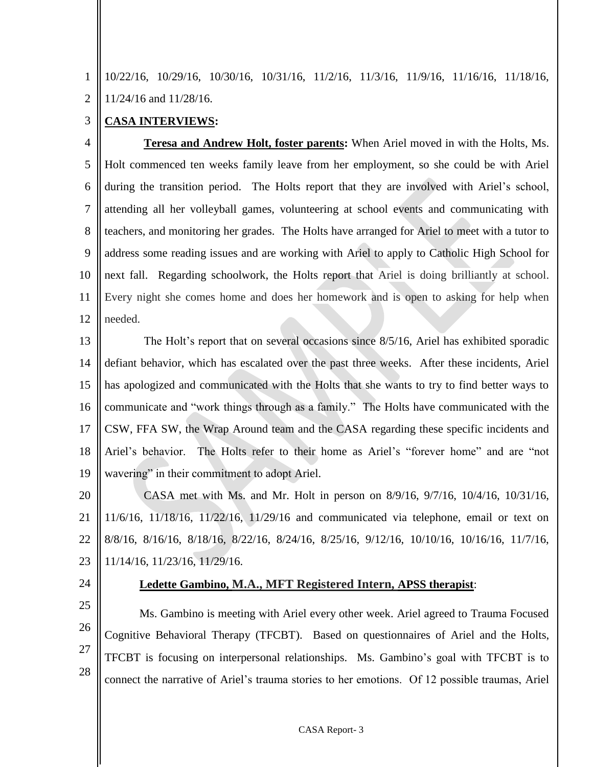10/22/16, 10/29/16, 10/30/16, 10/31/16, 11/2/16, 11/3/16, 11/9/16, 11/16/16, 11/18/16, 11/24/16 and 11/28/16.

**CASA INTERVIEWS:**

**Teresa and Andrew Holt, foster parents:** When Ariel moved in with the Holts, Ms. Holt commenced ten weeks family leave from her employment, so she could be with Ariel during the transition period. The Holts report that they are involved with Ariel's school, attending all her volleyball games, volunteering at school events and communicating with teachers, and monitoring her grades. The Holts have arranged for Ariel to meet with a tutor to address some reading issues and are working with Ariel to apply to Catholic High School for next fall. Regarding schoolwork, the Holts report that Ariel is doing brilliantly at school. Every night she comes home and does her homework and is open to asking for help when needed.

The Holt's report that on several occasions since 8/5/16, Ariel has exhibited sporadic defiant behavior, which has escalated over the past three weeks. After these incidents, Ariel has apologized and communicated with the Holts that she wants to try to find better ways to communicate and "work things through as a family." The Holts have communicated with the CSW, FFA SW, the Wrap Around team and the CASA regarding these specific incidents and Ariel's behavior. The Holts refer to their home as Ariel's "forever home" and are "not wavering" in their commitment to adopt Ariel.

CASA met with Ms. and Mr. Holt in person on 8/9/16, 9/7/16, 10/4/16, 10/31/16, 11/6/16, 11/18/16, 11/22/16, 11/29/16 and communicated via telephone, email or text on 8/8/16, 8/16/16, 8/18/16, 8/22/16, 8/24/16, 8/25/16, 9/12/16, 10/10/16, 10/16/16, 11/7/16, 11/14/16, 11/23/16, 11/29/16.

**Ledette Gambino, M.A., MFT Registered Intern, APSS therapist**:

Ms. Gambino is meeting with Ariel every other week. Ariel agreed to Trauma Focused Cognitive Behavioral Therapy (TFCBT). Based on questionnaires of Ariel and the Holts, TFCBT is focusing on interpersonal relationships. Ms. Gambino's goal with TFCBT is to connect the narrative of Ariel's trauma stories to her emotions. Of 12 possible traumas, Ariel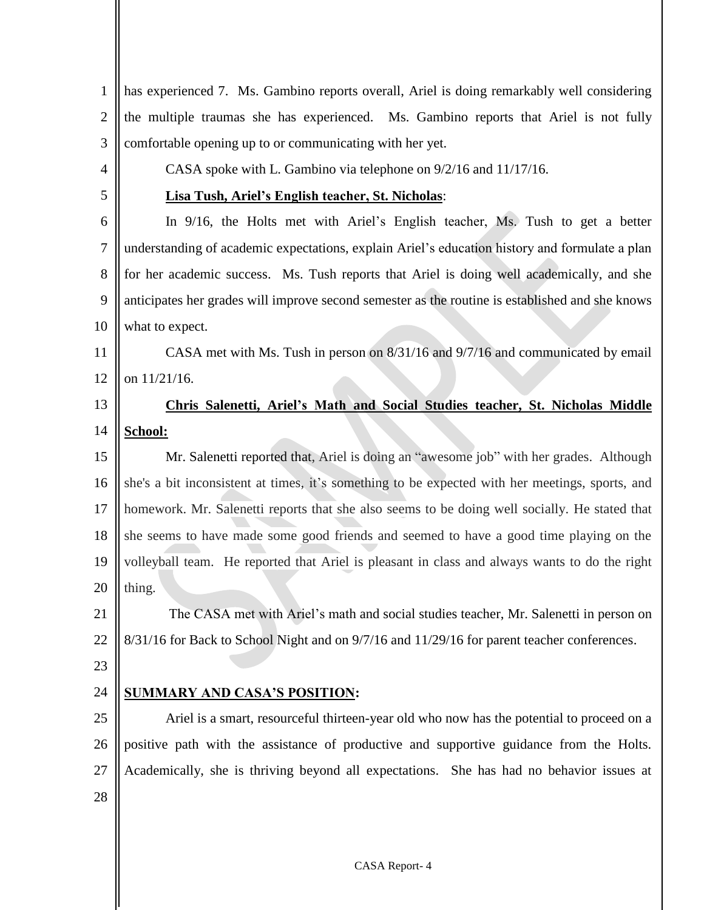has experienced 7. Ms. Gambino reports overall, Ariel is doing remarkably well considering the multiple traumas she has experienced. Ms. Gambino reports that Ariel is not fully comfortable opening up to or communicating with her yet.

CASA spoke with L. Gambino via telephone on 9/2/16 and 11/17/16.

**Lisa Tush, Ariel's English teacher, St. Nicholas**:

In 9/16, the Holts met with Ariel's English teacher, Ms. Tush to get a better understanding of academic expectations, explain Ariel's education history and formulate a plan for her academic success. Ms. Tush reports that Ariel is doing well academically, and she anticipates her grades will improve second semester as the routine is established and she knows what to expect.

CASA met with Ms. Tush in person on 8/31/16 and 9/7/16 and communicated by email on 11/21/16.

**Chris Salenetti, Ariel's Math and Social Studies teacher, St. Nicholas Middle School:**

Mr. Salenetti reported that, Ariel is doing an "awesome job" with her grades. Although she's a bit inconsistent at times, it's something to be expected with her meetings, sports, and homework. Mr. Salenetti reports that she also seems to be doing well socially. He stated that she seems to have made some good friends and seemed to have a good time playing on the volleyball team. He reported that Ariel is pleasant in class and always wants to do the right thing.

The CASA met with Ariel's math and social studies teacher, Mr. Salenetti in person on 8/31/16 for Back to School Night and on 9/7/16 and 11/29/16 for parent teacher conferences.

**SUMMARY AND CASA'S POSITION:**

Ariel is a smart, resourceful thirteen-year old who now has the potential to proceed on a positive path with the assistance of productive and supportive guidance from the Holts. Academically, she is thriving beyond all expectations. She has had no behavior issues at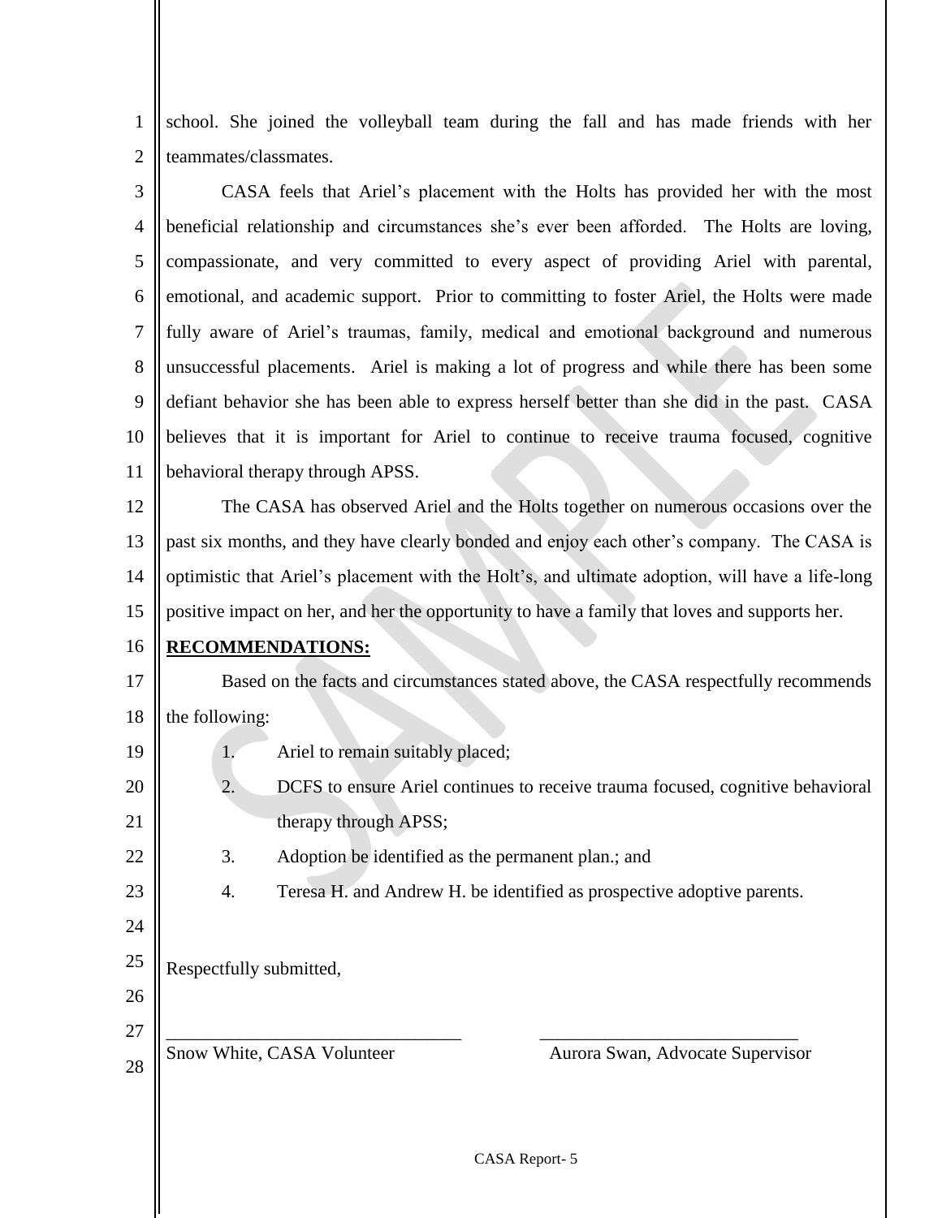school. She joined the volleyball team during the fall and has made friends with her teammates/classmates.

CASA feels that Ariel's placement with the Holts has provided her with the most beneficial relationship and circumstances she's ever been afforded. The Holts are loving, compassionate, and very committed to every aspect of providing Ariel with parental, emotional, and academic support. Prior to committing to foster Ariel, the Holts were made fully aware of Ariel's traumas, family, medical and emotional background and numerous unsuccessful placements. Ariel is making a lot of progress and while there has been some defiant behavior she has been able to express herself better than she did in the past. CASA believes that it is important for Ariel to continue to receive trauma focused, cognitive behavioral therapy through APSS.

The CASA has observed Ariel and the Holts together on numerous occasions over the past six months, and they have clearly bonded and enjoy each other's company. The CASA is optimistic that Ariel's placement with the Holt's, and ultimate adoption, will have a life-long positive impact on her, and her the opportunity to have a family that loves and supports her.

**RECOMMENDATIONS:**

Based on the facts and circumstances stated above, the CASA respectfully recommends the following:

1. Ariel to remain suitably placed;
2. DCFS to ensure Ariel continues to receive trauma focused, cognitive behavioral therapy through APSS;
3. Adoption be identified as the permanent plan.; and
4. Teresa H. and Andrew H. be identified as prospective adoptive parents.

Respectfully submitted,

\_\_\_\_\_\_\_\_\_\_\_\_\_\_\_\_\_\_\_\_\_\_\_\_\_\_\_\_\_\_\_\_ \_\_\_\_\_\_\_\_\_\_\_\_\_\_\_\_\_\_\_\_\_\_\_\_\_\_\_\_\_\_\_\_

Snow White, CASA Volunteer Aurora Swan, Advocate Supervisor